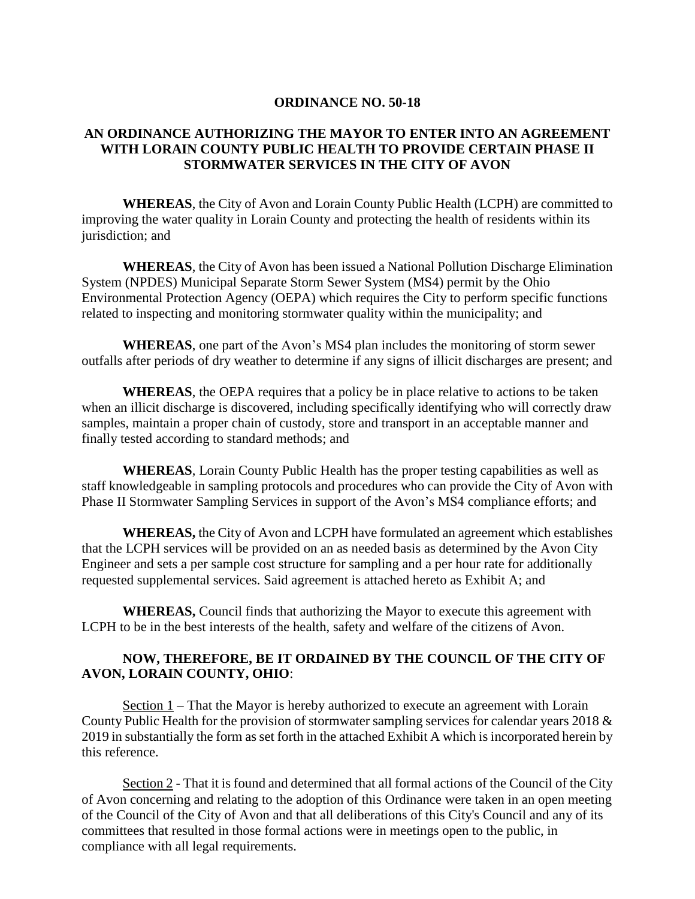**ORDINANCE NO. 50-18**

**AN ORDINANCE AUTHORIZING THE MAYOR TO ENTER INTO AN AGREEMENT WITH LORAIN COUNTY PUBLIC HEALTH TO PROVIDE CERTAIN PHASE II STORMWATER SERVICES IN THE CITY OF AVON**

**WHEREAS**, the City of Avon and Lorain County Public Health (LCPH) are committed to improving the water quality in Lorain County and protecting the health of residents within its jurisdiction; and

**WHEREAS**, the City of Avon has been issued a National Pollution Discharge Elimination System (NPDES) Municipal Separate Storm Sewer System (MS4) permit by the Ohio Environmental Protection Agency (OEPA) which requires the City to perform specific functions related to inspecting and monitoring stormwater quality within the municipality; and

**WHEREAS**, one part of the Avon's MS4 plan includes the monitoring of storm sewer outfalls after periods of dry weather to determine if any signs of illicit discharges are present; and

**WHEREAS**, the OEPA requires that a policy be in place relative to actions to be taken when an illicit discharge is discovered, including specifically identifying who will correctly draw samples, maintain a proper chain of custody, store and transport in an acceptable manner and finally tested according to standard methods; and

**WHEREAS**, Lorain County Public Health has the proper testing capabilities as well as staff knowledgeable in sampling protocols and procedures who can provide the City of Avon with Phase II Stormwater Sampling Services in support of the Avon's MS4 compliance efforts; and

**WHEREAS,** the City of Avon and LCPH have formulated an agreement which establishes that the LCPH services will be provided on an as needed basis as determined by the Avon City Engineer and sets a per sample cost structure for sampling and a per hour rate for additionally requested supplemental services. Said agreement is attached hereto as Exhibit A; and

**WHEREAS,** Council finds that authorizing the Mayor to execute this agreement with LCPH to be in the best interests of the health, safety and welfare of the citizens of Avon.

**NOW, THEREFORE, BE IT ORDAINED BY THE COUNCIL OF THE CITY OF AVON, LORAIN COUNTY, OHIO**:

Section 1 – That the Mayor is hereby authorized to execute an agreement with Lorain County Public Health for the provision of stormwater sampling services for calendar years 2018 & 2019 in substantially the form as set forth in the attached Exhibit A which is incorporated herein by this reference.

Section 2 - That it is found and determined that all formal actions of the Council of the City of Avon concerning and relating to the adoption of this Ordinance were taken in an open meeting of the Council of the City of Avon and that all deliberations of this City's Council and any of its committees that resulted in those formal actions were in meetings open to the public, in compliance with all legal requirements.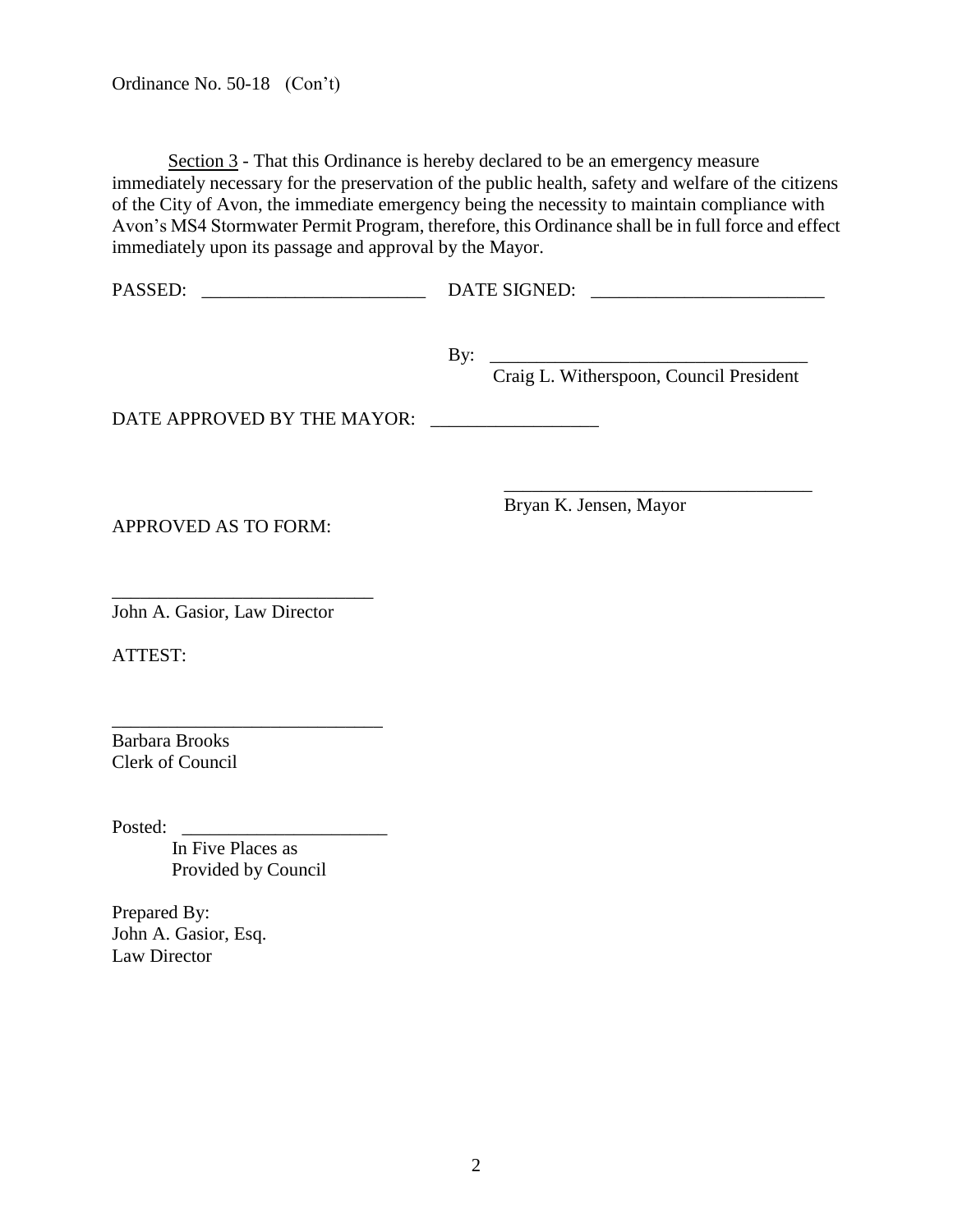Ordinance No. 50-18 (Con't)

Section 3 - That this Ordinance is hereby declared to be an emergency measure immediately necessary for the preservation of the public health, safety and welfare of the citizens of the City of Avon, the immediate emergency being the necessity to maintain compliance with Avon's MS4 Stormwater Permit Program, therefore, this Ordinance shall be in full force and effect immediately upon its passage and approval by the Mayor.

PASSED: ________________________ DATE SIGNED: ________________________

By: __________________________________
Craig L. Witherspoon, Council President

DATE APPROVED BY THE MAYOR: _________________

__________________________________
Bryan K. Jensen, Mayor

APPROVED AS TO FORM:

___________________________
John A. Gasior, Law Director

ATTEST:

____________________________
Barbara Brooks
Clerk of Council

Posted: ______________________
In Five Places as
Provided by Council

Prepared By:
John A. Gasior, Esq.
Law Director